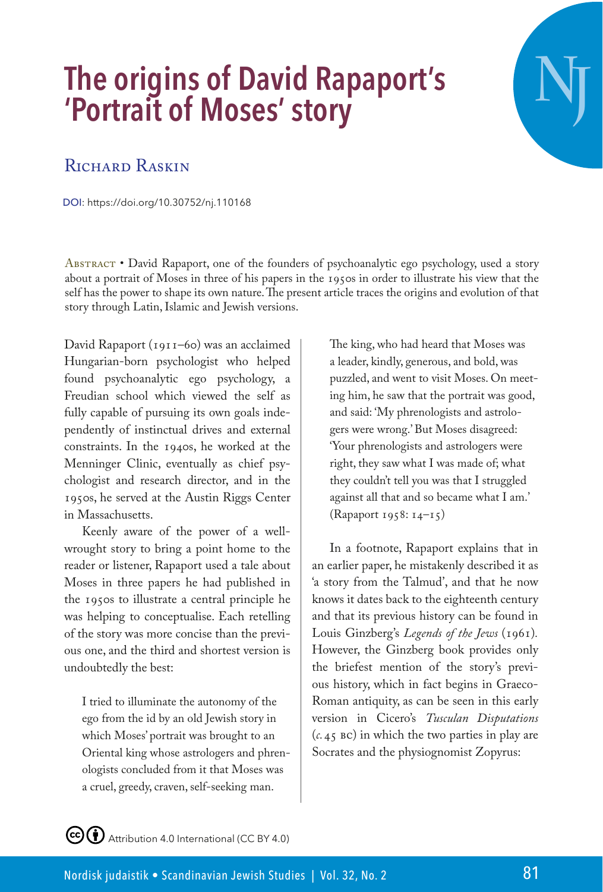# The origins of David Rapaport's 'Portrait of Moses' story

Richard Raskin

DOI: https://doi.org/10.30752/nj.110168

Abstract • David Rapaport, one of the founders of psychoanalytic ego psychology, used a story about a portrait of Moses in three of his papers in the 1950s in order to illustrate his view that the self has the power to shape its own nature. The present article traces the origins and evolution of that story through Latin, Islamic and Jewish versions.

David Rapaport (1911–60) was an acclaimed Hungarian-born psychologist who helped found psychoanalytic ego psychology, a Freudian school which viewed the self as fully capable of pursuing its own goals independently of instinctual drives and external constraints. In the 1940s, he worked at the Menninger Clinic, eventually as chief psychologist and research director, and in the 1950s, he served at the Austin Riggs Center in Massachusetts.

Keenly aware of the power of a well-wrought story to bring a point home to the reader or listener, Rapaport used a tale about Moses in three papers he had published in the 1950s to illustrate a central principle he was helping to conceptualise. Each retelling of the story was more concise than the previous one, and the third and shortest version is undoubtedly the best:

> I tried to illuminate the autonomy of the ego from the id by an old Jewish story in which Moses' portrait was brought to an Oriental king whose astrologers and phrenologists concluded from it that Moses was a cruel, greedy, craven, self-seeking man. The king, who had heard that Moses was a leader, kindly, generous, and bold, was puzzled, and went to visit Moses. On meeting him, he saw that the portrait was good, and said: 'My phrenologists and astrologers were wrong.' But Moses disagreed: 'Your phrenologists and astrologers were right, they saw what I was made of; what they couldn't tell you was that I struggled against all that and so became what I am.' (Rapaport 1958: 14–15)

In a footnote, Rapaport explains that in an earlier paper, he mistakenly described it as 'a story from the Talmud', and that he now knows it dates back to the eighteenth century and that its previous history can be found in Louis Ginzberg's *Legends of the Jews* (1961). However, the Ginzberg book provides only the briefest mention of the story's previous history, which in fact begins in Graeco-Roman antiquity, as can be seen in this early version in Cicero's *Tusculan Disputations* (*c.* 45 BC) in which the two parties in play are Socrates and the physiognomist Zopyrus:

Attribution 4.0 International (CC BY 4.0)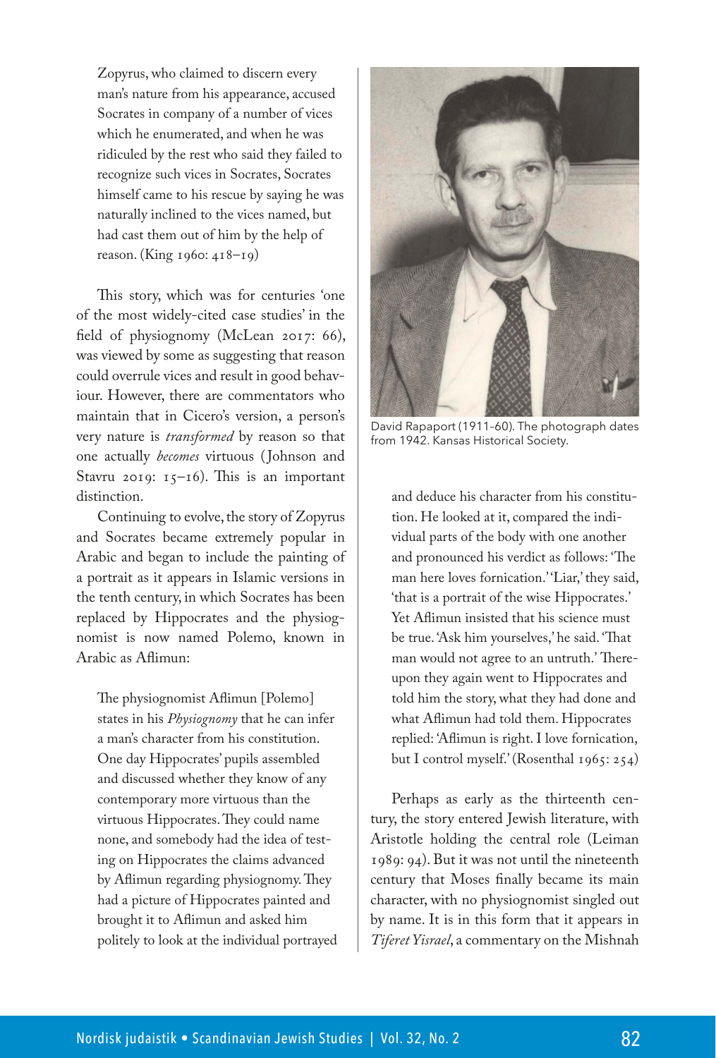> Zopyrus, who claimed to discern every man's nature from his appearance, accused Socrates in company of a number of vices which he enumerated, and when he was ridiculed by the rest who said they failed to recognize such vices in Socrates, Socrates himself came to his rescue by saying he was naturally inclined to the vices named, but had cast them out of him by the help of reason. (King 1960: 418–19)

This story, which was for centuries 'one of the most widely-cited case studies' in the field of physiognomy (McLean 2017: 66), was viewed by some as suggesting that reason could overrule vices and result in good behaviour. However, there are commentators who maintain that in Cicero's version, a person's very nature is *transformed* by reason so that one actually *becomes* virtuous (Johnson and Stavru 2019: 15–16). This is an important distinction.

Continuing to evolve, the story of Zopyrus and Socrates became extremely popular in Arabic and began to include the painting of a portrait as it appears in Islamic versions in the tenth century, in which Socrates has been replaced by Hippocrates and the physiognomist is now named Polemo, known in Arabic as Aflimun:

> The physiognomist Aflimun [Polemo] states in his *Physiognomy* that he can infer a man's character from his constitution. One day Hippocrates' pupils assembled and discussed whether they know of any contemporary more virtuous than the virtuous Hippocrates. They could name none, and somebody had the idea of testing on Hippocrates the claims advanced by Aflimun regarding physiognomy. They had a picture of Hippocrates painted and brought it to Aflimun and asked him politely to look at the individual portrayed and deduce his character from his constitution. He looked at it, compared the individual parts of the body with one another and pronounced his verdict as follows: 'The man here loves fornication.' 'Liar,' they said, 'that is a portrait of the wise Hippocrates.' Yet Aflimun insisted that his science must be true. 'Ask him yourselves,' he said. 'That man would not agree to an untruth.' Thereupon they again went to Hippocrates and told him the story, what they had done and what Aflimun had told them. Hippocrates replied: 'Aflimun is right. I love fornication, but I control myself.' (Rosenthal 1965: 254)

David Rapaport (1911–60). The photograph dates from 1942. Kansas Historical Society.

Perhaps as early as the thirteenth century, the story entered Jewish literature, with Aristotle holding the central role (Leiman 1989: 94). But it was not until the nineteenth century that Moses finally became its main character, with no physiognomist singled out by name. It is in this form that it appears in *Tiferet Yisrael*, a commentary on the Mishnah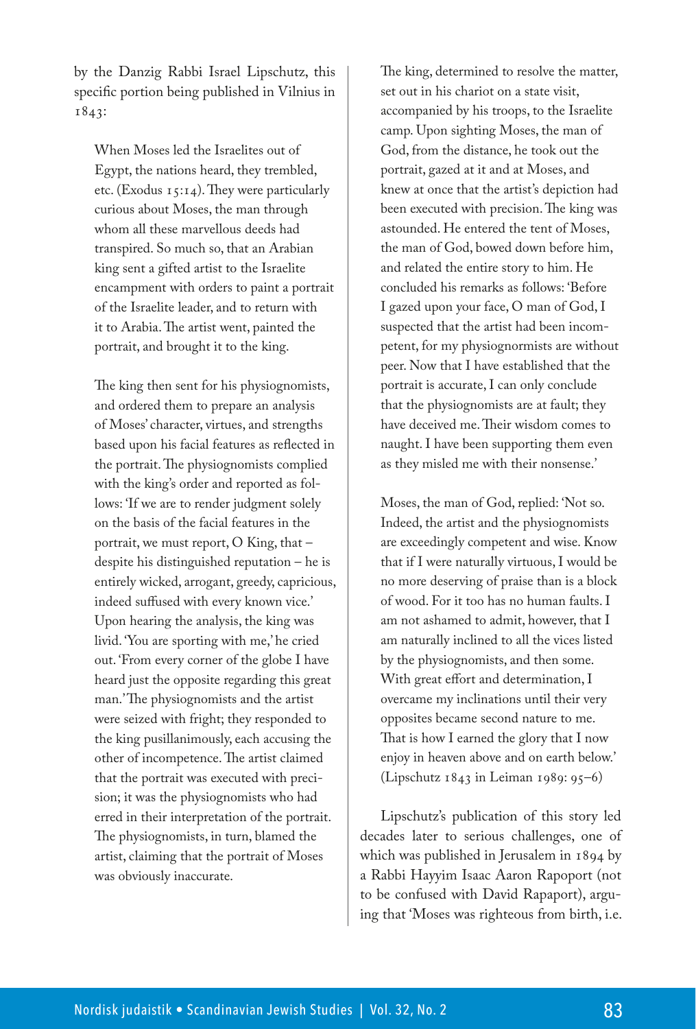by the Danzig Rabbi Israel Lipschutz, this specific portion being published in Vilnius in 1843:

> When Moses led the Israelites out of Egypt, the nations heard, they trembled, etc. (Exodus 15:14). They were particularly curious about Moses, the man through whom all these marvellous deeds had transpired. So much so, that an Arabian king sent a gifted artist to the Israelite encampment with orders to paint a portrait of the Israelite leader, and to return with it to Arabia. The artist went, painted the portrait, and brought it to the king.
>
> The king then sent for his physiognomists, and ordered them to prepare an analysis of Moses' character, virtues, and strengths based upon his facial features as reflected in the portrait. The physiognomists complied with the king's order and reported as follows: 'If we are to render judgment solely on the basis of the facial features in the portrait, we must report, O King, that – despite his distinguished reputation – he is entirely wicked, arrogant, greedy, capricious, indeed suffused with every known vice.' Upon hearing the analysis, the king was livid. 'You are sporting with me,' he cried out. 'From every corner of the globe I have heard just the opposite regarding this great man.' The physiognomists and the artist were seized with fright; they responded to the king pusillanimously, each accusing the other of incompetence. The artist claimed that the portrait was executed with precision; it was the physiognomists who had erred in their interpretation of the portrait. The physiognomists, in turn, blamed the artist, claiming that the portrait of Moses was obviously inaccurate.
>
> The king, determined to resolve the matter, set out in his chariot on a state visit, accompanied by his troops, to the Israelite camp. Upon sighting Moses, the man of God, from the distance, he took out the portrait, gazed at it and at Moses, and knew at once that the artist's depiction had been executed with precision. The king was astounded. He entered the tent of Moses, the man of God, bowed down before him, and related the entire story to him. He concluded his remarks as follows: 'Before I gazed upon your face, O man of God, I suspected that the artist had been incompetent, for my physiognormists are without peer. Now that I have established that the portrait is accurate, I can only conclude that the physiognomists are at fault; they have deceived me. Their wisdom comes to naught. I have been supporting them even as they misled me with their nonsense.'
>
> Moses, the man of God, replied: 'Not so. Indeed, the artist and the physiognomists are exceedingly competent and wise. Know that if I were naturally virtuous, I would be no more deserving of praise than is a block of wood. For it too has no human faults. I am not ashamed to admit, however, that I am naturally inclined to all the vices listed by the physiognomists, and then some. With great effort and determination, I overcame my inclinations until their very opposites became second nature to me. That is how I earned the glory that I now enjoy in heaven above and on earth below.' (Lipschutz 1843 in Leiman 1989: 95–6)

Lipschutz's publication of this story led decades later to serious challenges, one of which was published in Jerusalem in 1894 by a Rabbi Hayyim Isaac Aaron Rapoport (not to be confused with David Rapaport), arguing that 'Moses was righteous from birth, i.e.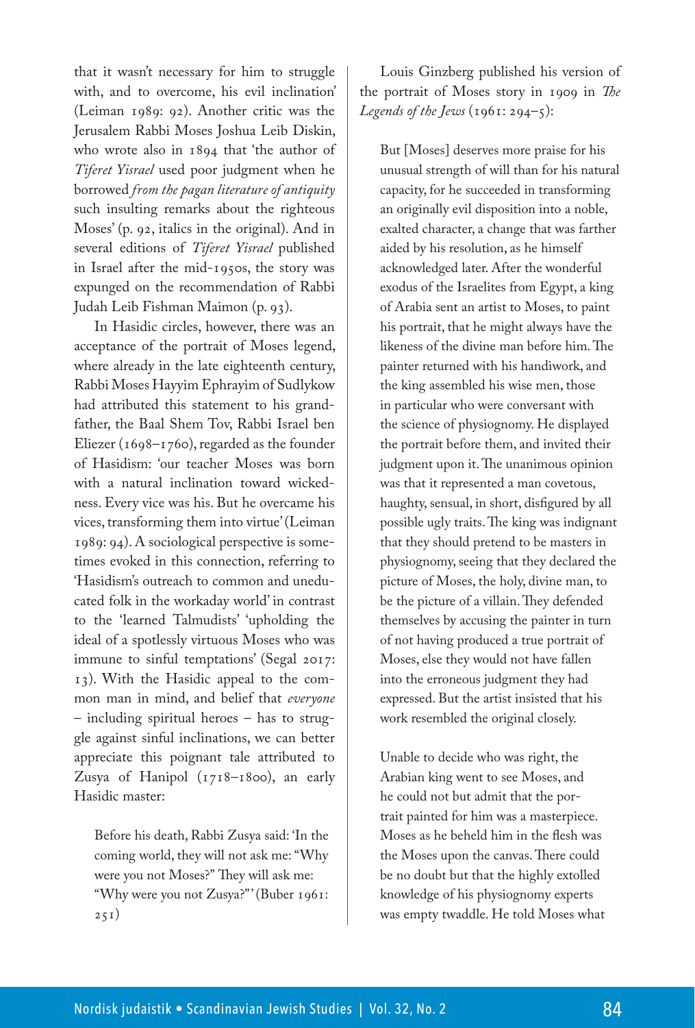that it wasn't necessary for him to struggle with, and to overcome, his evil inclination' (Leiman 1989: 92). Another critic was the Jerusalem Rabbi Moses Joshua Leib Diskin, who wrote also in 1894 that 'the author of *Tiferet Yisrael* used poor judgment when he borrowed *from the pagan literature of antiquity* such insulting remarks about the righteous Moses' (p. 92, italics in the original). And in several editions of *Tiferet Yisrael* published in Israel after the mid-1950s, the story was expunged on the recommendation of Rabbi Judah Leib Fishman Maimon (p. 93).

In Hasidic circles, however, there was an acceptance of the portrait of Moses legend, where already in the late eighteenth century, Rabbi Moses Hayyim Ephrayim of Sudlykow had attributed this statement to his grandfather, the Baal Shem Tov, Rabbi Israel ben Eliezer (1698–1760), regarded as the founder of Hasidism: 'our teacher Moses was born with a natural inclination toward wickedness. Every vice was his. But he overcame his vices, transforming them into virtue' (Leiman 1989: 94). A sociological perspective is sometimes evoked in this connection, referring to 'Hasidism's outreach to common and uneducated folk in the workaday world' in contrast to the 'learned Talmudists' 'upholding the ideal of a spotlessly virtuous Moses who was immune to sinful temptations' (Segal 2017: 13). With the Hasidic appeal to the common man in mind, and belief that *everyone* – including spiritual heroes – has to struggle against sinful inclinations, we can better appreciate this poignant tale attributed to Zusya of Hanipol (1718–1800), an early Hasidic master:

> Before his death, Rabbi Zusya said: 'In the coming world, they will not ask me: "Why were you not Moses?" They will ask me: "Why were you not Zusya?"' (Buber 1961: 251)

Louis Ginzberg published his version of the portrait of Moses story in 1909 in *The Legends of the Jews* (1961: 294–5):

> But [Moses] deserves more praise for his unusual strength of will than for his natural capacity, for he succeeded in transforming an originally evil disposition into a noble, exalted character, a change that was farther aided by his resolution, as he himself acknowledged later. After the wonderful exodus of the Israelites from Egypt, a king of Arabia sent an artist to Moses, to paint his portrait, that he might always have the likeness of the divine man before him. The painter returned with his handiwork, and the king assembled his wise men, those in particular who were conversant with the science of physiognomy. He displayed the portrait before them, and invited their judgment upon it. The unanimous opinion was that it represented a man covetous, haughty, sensual, in short, disfigured by all possible ugly traits. The king was indignant that they should pretend to be masters in physiognomy, seeing that they declared the picture of Moses, the holy, divine man, to be the picture of a villain. They defended themselves by accusing the painter in turn of not having produced a true portrait of Moses, else they would not have fallen into the erroneous judgment they had expressed. But the artist insisted that his work resembled the original closely.
>
> Unable to decide who was right, the Arabian king went to see Moses, and he could not but admit that the portrait painted for him was a masterpiece. Moses as he beheld him in the flesh was the Moses upon the canvas. There could be no doubt but that the highly extolled knowledge of his physiognomy experts was empty twaddle. He told Moses what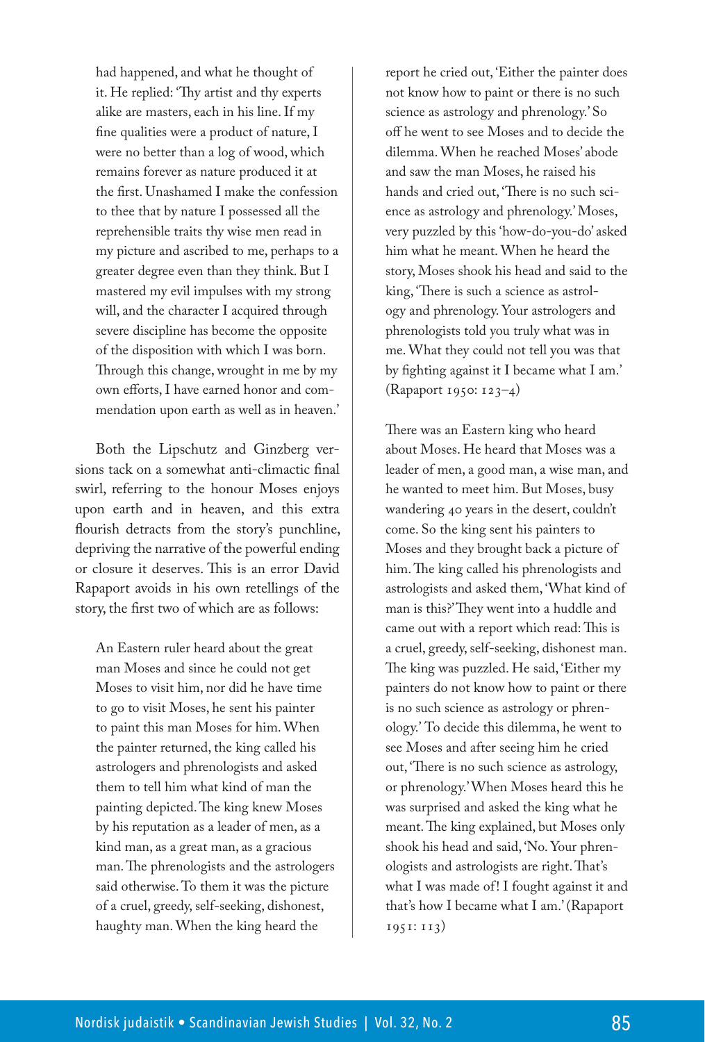had happened, and what he thought of it. He replied: 'Thy artist and thy experts alike are masters, each in his line. If my fine qualities were a product of nature, I were no better than a log of wood, which remains forever as nature produced it at the first. Unashamed I make the confession to thee that by nature I possessed all the reprehensible traits thy wise men read in my picture and ascribed to me, perhaps to a greater degree even than they think. But I mastered my evil impulses with my strong will, and the character I acquired through severe discipline has become the opposite of the disposition with which I was born. Through this change, wrought in me by my own efforts, I have earned honor and commendation upon earth as well as in heaven.'

Both the Lipschutz and Ginzberg versions tack on a somewhat anti-climactic final swirl, referring to the honour Moses enjoys upon earth and in heaven, and this extra flourish detracts from the story's punchline, depriving the narrative of the powerful ending or closure it deserves. This is an error David Rapaport avoids in his own retellings of the story, the first two of which are as follows:

> An Eastern ruler heard about the great man Moses and since he could not get Moses to visit him, nor did he have time to go to visit Moses, he sent his painter to paint this man Moses for him. When the painter returned, the king called his astrologers and phrenologists and asked them to tell him what kind of man the painting depicted. The king knew Moses by his reputation as a leader of men, as a kind man, as a great man, as a gracious man. The phrenologists and the astrologers said otherwise. To them it was the picture of a cruel, greedy, self-seeking, dishonest, haughty man. When the king heard the report he cried out, 'Either the painter does not know how to paint or there is no such science as astrology and phrenology.' So off he went to see Moses and to decide the dilemma. When he reached Moses' abode and saw the man Moses, he raised his hands and cried out, 'There is no such science as astrology and phrenology.' Moses, very puzzled by this 'how-do-you-do' asked him what he meant. When he heard the story, Moses shook his head and said to the king, 'There is such a science as astrology and phrenology. Your astrologers and phrenologists told you truly what was in me. What they could not tell you was that by fighting against it I became what I am.' (Rapaport 1950: 123–4)

> There was an Eastern king who heard about Moses. He heard that Moses was a leader of men, a good man, a wise man, and he wanted to meet him. But Moses, busy wandering 40 years in the desert, couldn't come. So the king sent his painters to Moses and they brought back a picture of him. The king called his phrenologists and astrologists and asked them, 'What kind of man is this?' They went into a huddle and came out with a report which read: This is a cruel, greedy, self-seeking, dishonest man. The king was puzzled. He said, 'Either my painters do not know how to paint or there is no such science as astrology or phrenology.' To decide this dilemma, he went to see Moses and after seeing him he cried out, 'There is no such science as astrology, or phrenology.' When Moses heard this he was surprised and asked the king what he meant. The king explained, but Moses only shook his head and said, 'No. Your phrenologists and astrologists are right. That's what I was made of! I fought against it and that's how I became what I am.' (Rapaport 1951: 113)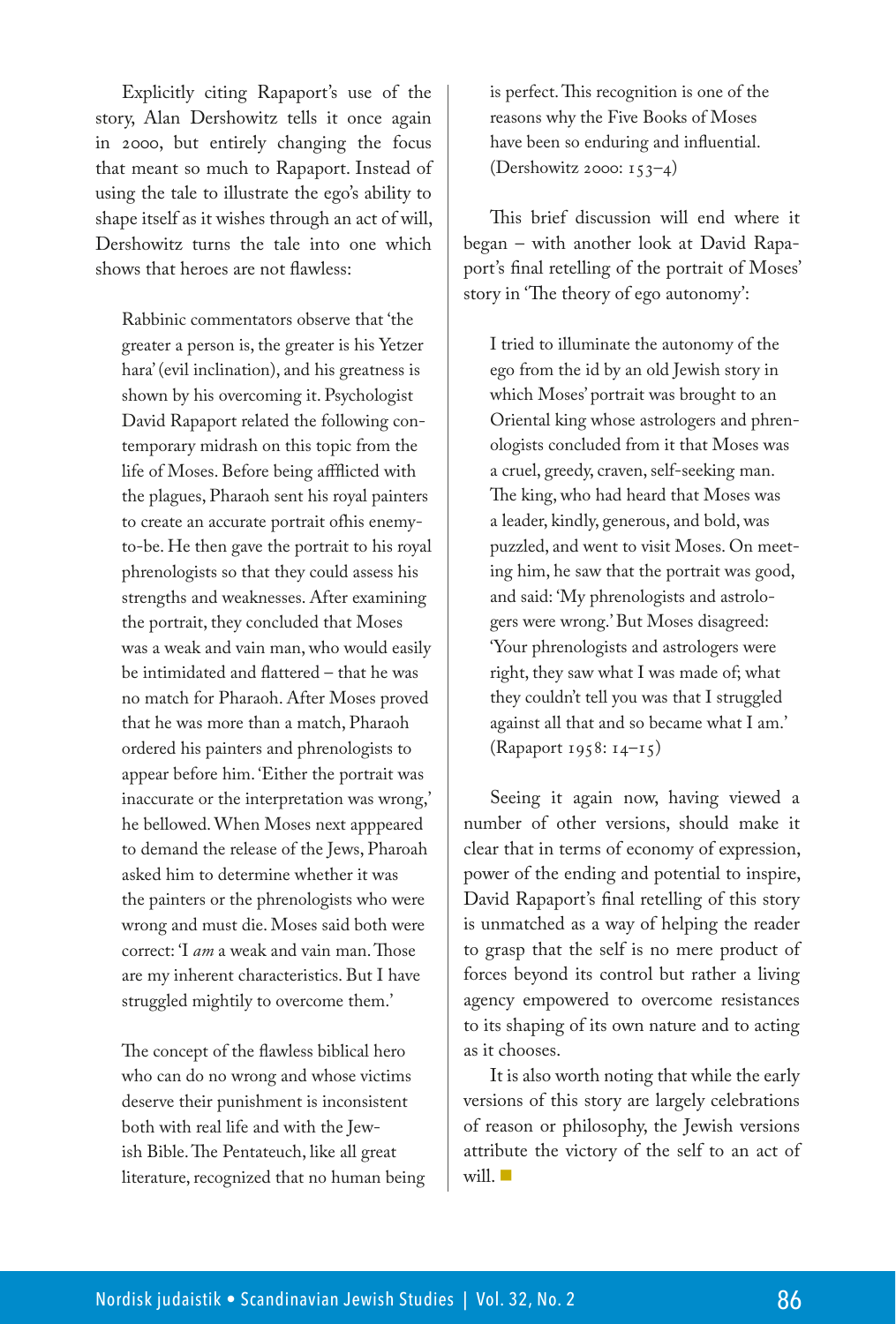Explicitly citing Rapaport's use of the story, Alan Dershowitz tells it once again in 2000, but entirely changing the focus that meant so much to Rapaport. Instead of using the tale to illustrate the ego's ability to shape itself as it wishes through an act of will, Dershowitz turns the tale into one which shows that heroes are not flawless:

> Rabbinic commentators observe that 'the greater a person is, the greater is his Yetzer hara' (evil inclination), and his greatness is shown by his overcoming it. Psychologist David Rapaport related the following contemporary midrash on this topic from the life of Moses. Before being affflicted with the plagues, Pharaoh sent his royal painters to create an accurate portrait ofhis enemy-to-be. He then gave the portrait to his royal phrenologists so that they could assess his strengths and weaknesses. After examining the portrait, they concluded that Moses was a weak and vain man, who would easily be intimidated and flattered – that he was no match for Pharaoh. After Moses proved that he was more than a match, Pharaoh ordered his painters and phrenologists to appear before him. 'Either the portrait was inaccurate or the interpretation was wrong,' he bellowed. When Moses next apppeared to demand the release of the Jews, Pharoah asked him to determine whether it was the painters or the phrenologists who were wrong and must die. Moses said both were correct: 'I *am* a weak and vain man. Those are my inherent characteristics. But I have struggled mightily to overcome them.'
>
> The concept of the flawless biblical hero who can do no wrong and whose victims deserve their punishment is inconsistent both with real life and with the Jewish Bible. The Pentateuch, like all great literature, recognized that no human being is perfect. This recognition is one of the reasons why the Five Books of Moses have been so enduring and influential. (Dershowitz 2000: 153–4)

This brief discussion will end where it began – with another look at David Rapaport's final retelling of the portrait of Moses' story in 'The theory of ego autonomy':

> I tried to illuminate the autonomy of the ego from the id by an old Jewish story in which Moses' portrait was brought to an Oriental king whose astrologers and phrenologists concluded from it that Moses was a cruel, greedy, craven, self-seeking man. The king, who had heard that Moses was a leader, kindly, generous, and bold, was puzzled, and went to visit Moses. On meeting him, he saw that the portrait was good, and said: 'My phrenologists and astrologers were wrong.' But Moses disagreed: 'Your phrenologists and astrologers were right, they saw what I was made of; what they couldn't tell you was that I struggled against all that and so became what I am.' (Rapaport 1958: 14–15)

Seeing it again now, having viewed a number of other versions, should make it clear that in terms of economy of expression, power of the ending and potential to inspire, David Rapaport's final retelling of this story is unmatched as a way of helping the reader to grasp that the self is no mere product of forces beyond its control but rather a living agency empowered to overcome resistances to its shaping of its own nature and to acting as it chooses.

It is also worth noting that while the early versions of this story are largely celebrations of reason or philosophy, the Jewish versions attribute the victory of the self to an act of will.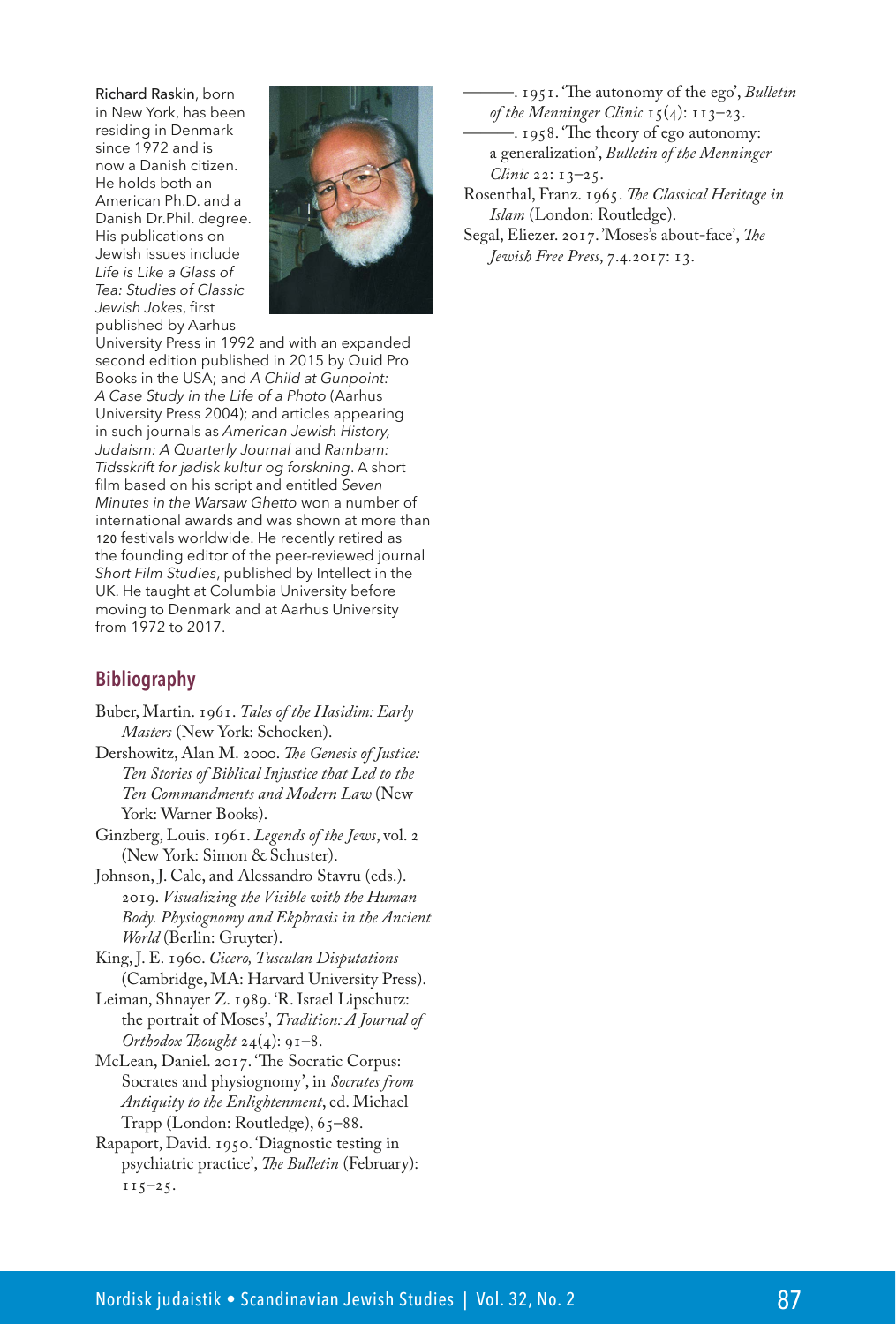**Richard Raskin**, born in New York, has been residing in Denmark since 1972 and is now a Danish citizen. He holds both an American Ph.D. and a Danish Dr.Phil. degree. His publications on Jewish issues include *Life is Like a Glass of Tea: Studies of Classic Jewish Jokes*, first published by Aarhus University Press in 1992 and with an expanded second edition published in 2015 by Quid Pro Books in the USA; and *A Child at Gunpoint: A Case Study in the Life of a Photo* (Aarhus University Press 2004); and articles appearing in such journals as *American Jewish History, Judaism: A Quarterly Journal* and *Rambam: Tidsskrift for jødisk kultur og forskning*. A short film based on his script and entitled *Seven Minutes in the Warsaw Ghetto* won a number of international awards and was shown at more than 120 festivals worldwide. He recently retired as the founding editor of the peer-reviewed journal *Short Film Studies*, published by Intellect in the UK. He taught at Columbia University before moving to Denmark and at Aarhus University from 1972 to 2017.

## Bibliography

Buber, Martin. 1961. *Tales of the Hasidim: Early Masters* (New York: Schocken).

Dershowitz, Alan M. 2000. *The Genesis of Justice: Ten Stories of Biblical Injustice that Led to the Ten Commandments and Modern Law* (New York: Warner Books).

Ginzberg, Louis. 1961. *Legends of the Jews*, vol. 2 (New York: Simon & Schuster).

Johnson, J. Cale, and Alessandro Stavru (eds.). 2019. *Visualizing the Visible with the Human Body. Physiognomy and Ekphrasis in the Ancient World* (Berlin: Gruyter).

King, J. E. 1960. *Cicero, Tusculan Disputations* (Cambridge, MA: Harvard University Press).

Leiman, Shnayer Z. 1989. 'R. Israel Lipschutz: the portrait of Moses', *Tradition: A Journal of Orthodox Thought* 24(4): 91–8.

McLean, Daniel. 2017. 'The Socratic Corpus: Socrates and physiognomy', in *Socrates from Antiquity to the Enlightenment*, ed. Michael Trapp (London: Routledge), 65–88.

Rapaport, David. 1950. 'Diagnostic testing in psychiatric practice', *The Bulletin* (February): 115–25.

———. 1951. 'The autonomy of the ego', *Bulletin of the Menninger Clinic* 15(4): 113–23.

———. 1958. 'The theory of ego autonomy: a generalization', *Bulletin of the Menninger Clinic* 22: 13–25.

Rosenthal, Franz. 1965. *The Classical Heritage in Islam* (London: Routledge).

Segal, Eliezer. 2017. 'Moses's about-face', *The Jewish Free Press*, 7.4.2017: 13.